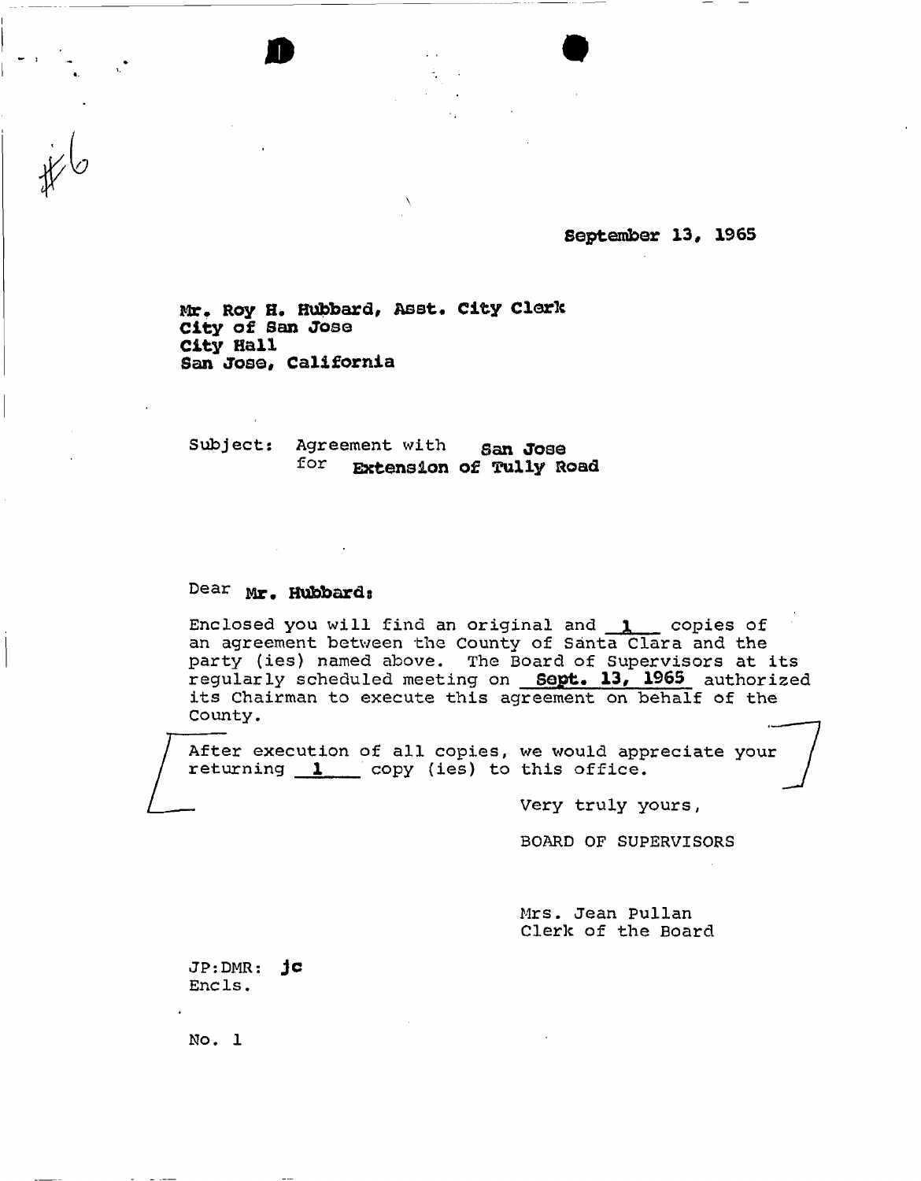#6

September 13, 1965

Mr. Roy H. Hubbard, Asst. City Clerk
City of San Jose
City Hall
San Jose, California

Subject: Agreement with San Jose
for Extension of Tully Road

Dear Mr. Hubbard:

Enclosed you will find an original and 1 copies of an agreement between the County of Santa Clara and the party (ies) named above. The Board of Supervisors at its regularly scheduled meeting on Sept. 13, 1965 authorized its Chairman to execute this agreement on behalf of the County.

After execution of all copies, we would appreciate your returning 1 copy (ies) to this office.

Very truly yours,

BOARD OF SUPERVISORS

Mrs. Jean Pullan
Clerk of the Board

JP:DMR: jc
Encls.

No. 1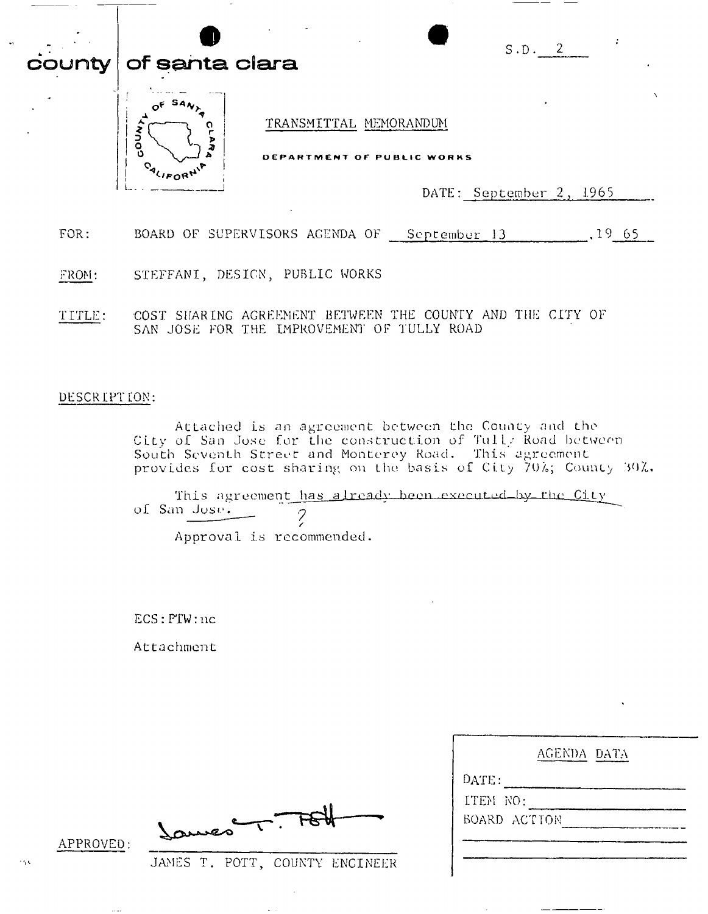S.D. 2

# county of santa clara

TRANSMITTAL MEMORANDUM

DEPARTMENT OF PUBLIC WORKS

DATE: September 2, 1965

FOR: BOARD OF SUPERVISORS AGENDA OF September 13, 19 65

FROM: STEFFANI, DESIGN, PUBLIC WORKS

TITLE: COST SHARING AGREEMENT BETWEEN THE COUNTY AND THE CITY OF SAN JOSE FOR THE IMPROVEMENT OF TULLY ROAD

DESCRIPTION:

Attached is an agreement between the County and the City of San Jose for the construction of Tully Road between South Seventh Street and Monterey Road. This agreement provides for cost sharing on the basis of City 70%; County 30%.

This agreement has already been executed by the City of San Jose. ?

Approval is recommended.

ECS:PTW:nc

Attachment

APPROVED: James T. Pott
JAMES T. POTT, COUNTY ENGINEER

| AGENDA DATA |
|---|
| DATE: |
| ITEM NO: |
| BOARD ACTION |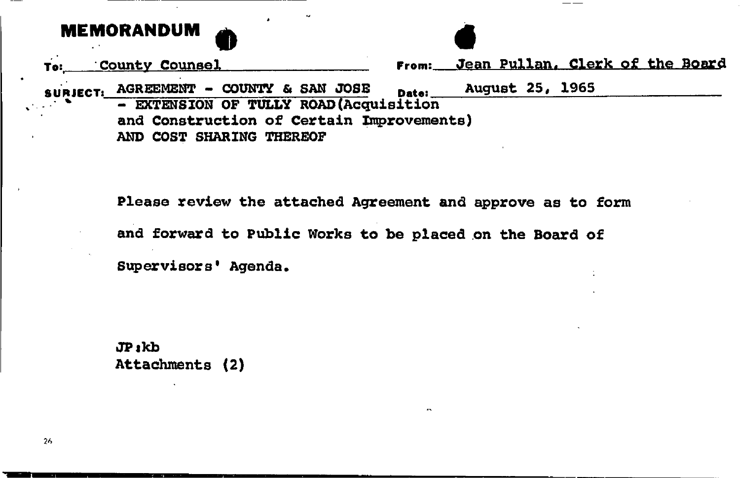# MEMORANDUM

**To:** County Counsel

**From:** Jean Pullan, Clerk of the Board

**SUBJECT:** AGREEMENT - COUNTY & SAN JOSE - EXTENSION OF TULLY ROAD (Acquisition and Construction of Certain Improvements) AND COST SHARING THEREOF

**Date:** August 25, 1965

Please review the attached Agreement and approve as to form and forward to Public Works to be placed on the Board of Supervisors' Agenda.

JP:kb
Attachments (2)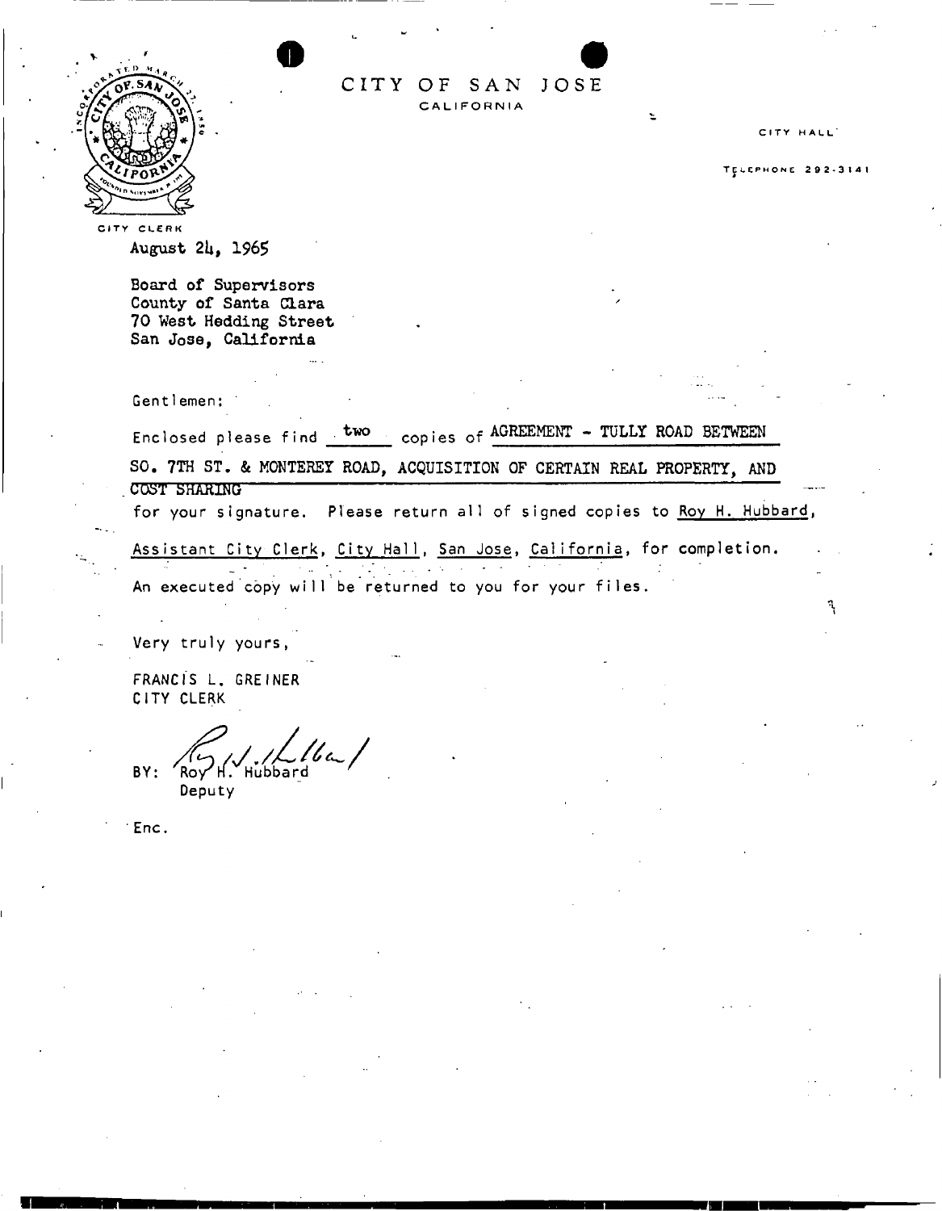CITY OF SAN JOSE
CALIFORNIA

CITY HALL

TELEPHONE 292-3141

CITY CLERK

August 24, 1965

Board of Supervisors
County of Santa Clara
70 West Hedding Street
San Jose, California

Gentlemen:

Enclosed please find two copies of AGREEMENT - TULLY ROAD BETWEEN SO. 7TH ST. & MONTEREY ROAD, ACQUISITION OF CERTAIN REAL PROPERTY, AND COST SHARING for your signature. Please return all of signed copies to Roy H. Hubbard, Assistant City Clerk, City Hall, San Jose, California, for completion.

An executed copy will be returned to you for your files.

Very truly yours,

FRANCIS L. GREINER
CITY CLERK

BY: Roy H. Hubbard
Deputy

Enc.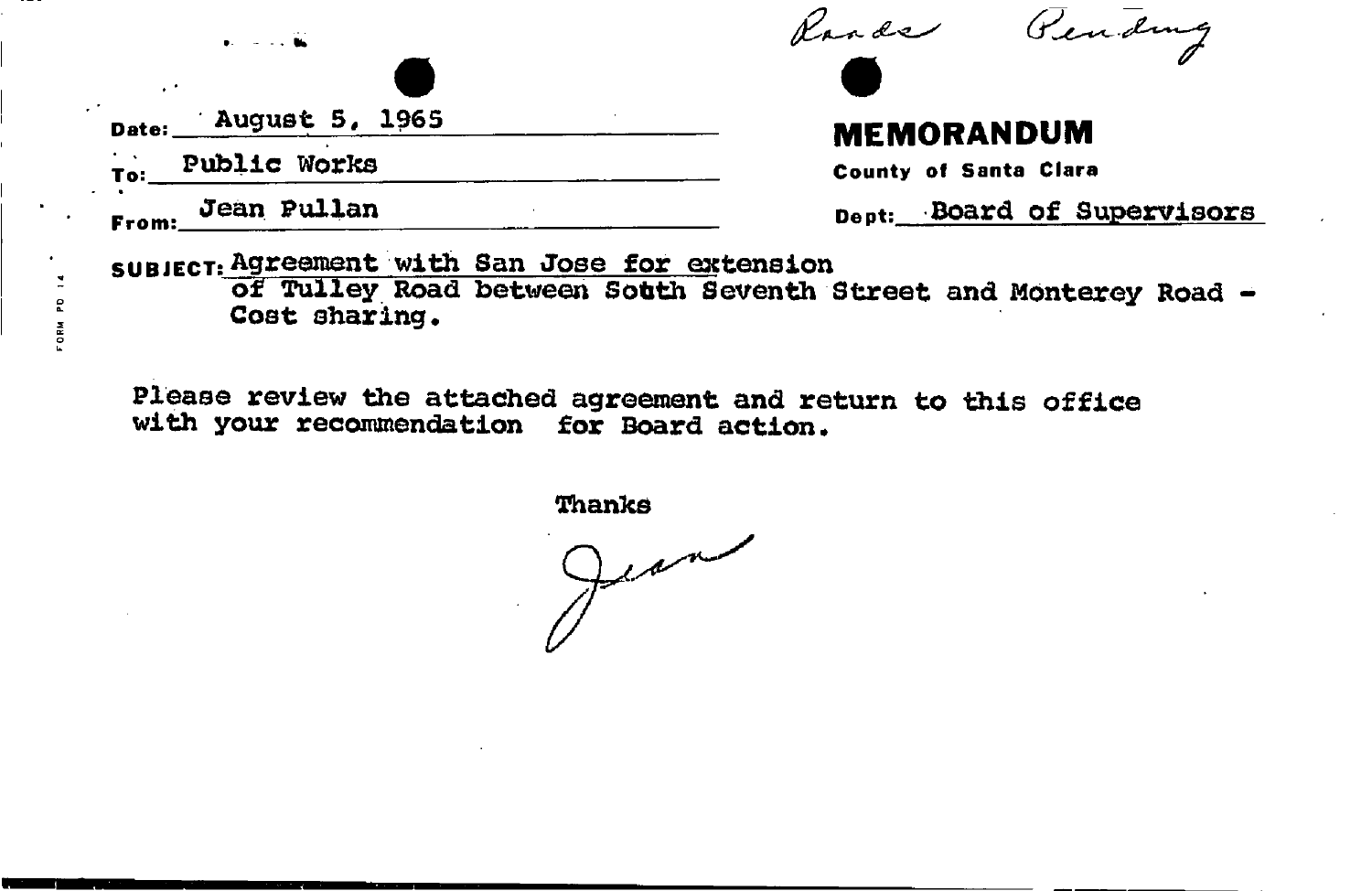Roads Pending

**MEMORANDUM**

**County of Santa Clara**

**Date:** August 5, 1965

**To:** Public Works

**From:** Jean Pullan

**Dept:** Board of Supervisors

**SUBJECT:** Agreement with San Jose for extension of Tulley Road between Sotth Seventh Street and Monterey Road - Cost sharing.

Please review the attached agreement and return to this office with your recommendation for Board action.

Thanks

Jean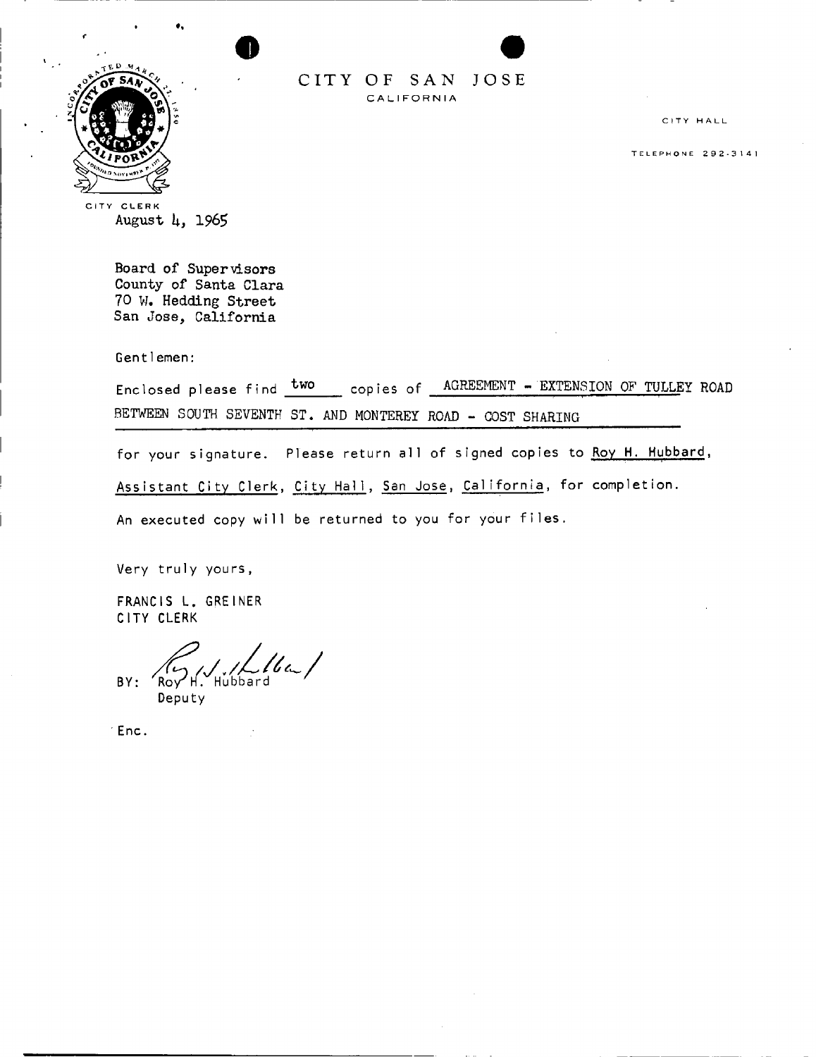# CITY OF SAN JOSE

CALIFORNIA

CITY HALL

TELEPHONE 292-3141

CITY CLERK

August 4, 1965

Board of Supervisors
County of Santa Clara
70 W. Hedding Street
San Jose, California

Gentlemen:

Enclosed please find two copies of AGREEMENT - EXTENSION OF TULLEY ROAD BETWEEN SOUTH SEVENTH ST. AND MONTEREY ROAD - COST SHARING

for your signature. Please return all of signed copies to Roy H. Hubbard, Assistant City Clerk, City Hall, San Jose, California, for completion.

An executed copy will be returned to you for your files.

Very truly yours,

FRANCIS L. GREINER
CITY CLERK

BY: Roy H. Hubbard
Deputy

Enc.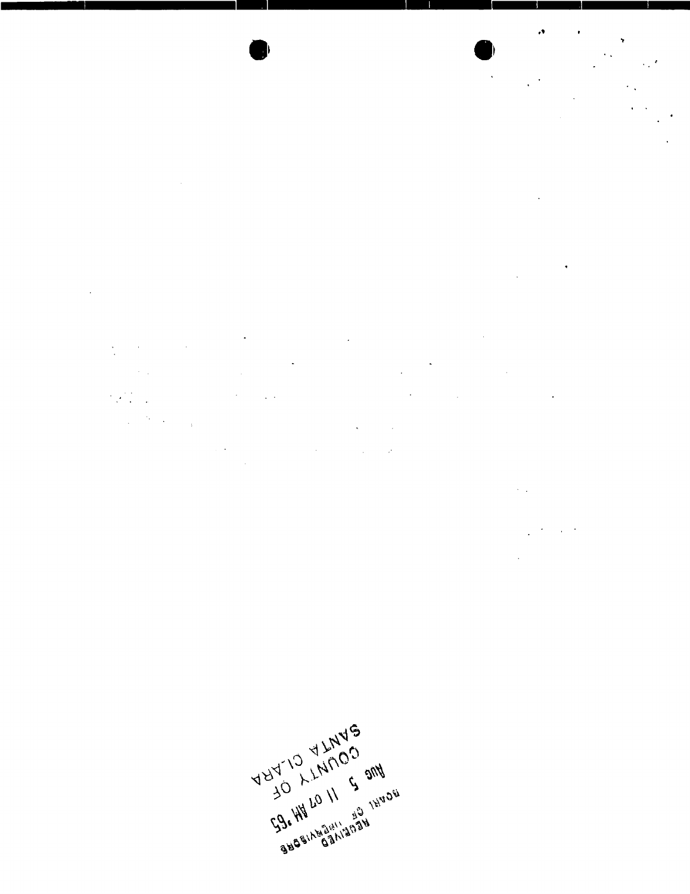RECEIVED
BOARD OF SUPERVISORS

Aug 5 11 07 AM '65

COUNTY OF
SANTA CLARA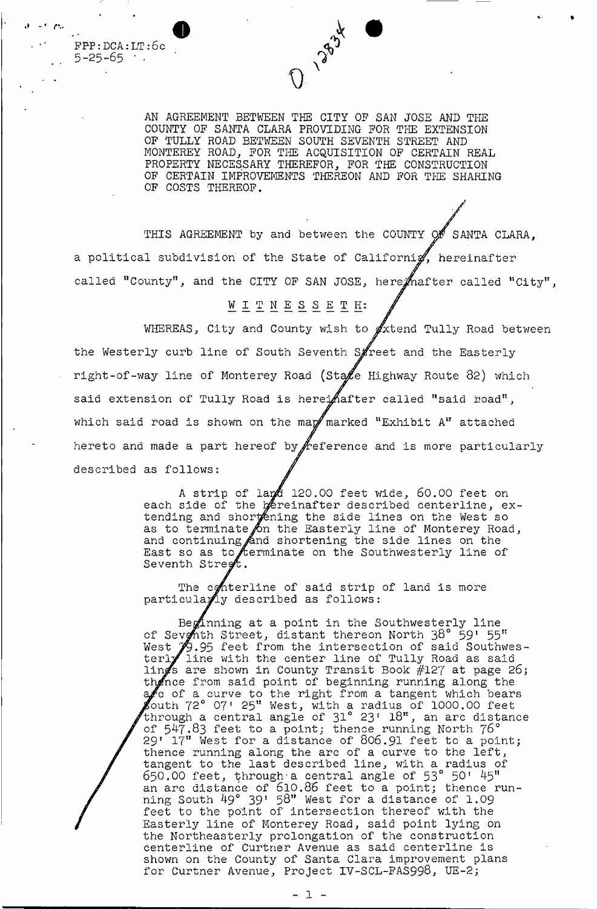FPP:DCA:LT:6c
5-25-65

AN AGREEMENT BETWEEN THE CITY OF SAN JOSE AND THE COUNTY OF SANTA CLARA PROVIDING FOR THE EXTENSION OF TULLY ROAD BETWEEN SOUTH SEVENTH STREET AND MONTEREY ROAD, FOR THE ACQUISITION OF CERTAIN REAL PROPERTY NECESSARY THEREFOR, FOR THE CONSTRUCTION OF CERTAIN IMPROVEMENTS THEREON AND FOR THE SHARING OF COSTS THEREOF.

THIS AGREEMENT by and between the COUNTY OF SANTA CLARA, a political subdivision of the State of California, hereinafter called "County", and the CITY OF SAN JOSE, hereinafter called "City",

W I T N E S S E T H:

WHEREAS, City and County wish to extend Tully Road between the Westerly curb line of South Seventh Street and the Easterly right-of-way line of Monterey Road (State Highway Route 82) which said extension of Tully Road is hereinafter called "said road", which said road is shown on the map marked "Exhibit A" attached hereto and made a part hereof by reference and is more particularly described as follows:

> A strip of land 120.00 feet wide, 60.00 feet on each side of the hereinafter described centerline, extending and shortening the side lines on the West so as to terminate on the Easterly line of Monterey Road, and continuing and shortening the side lines on the East so as to terminate on the Southwesterly line of Seventh Street.
>
> The centerline of said strip of land is more particularly described as follows:
>
> Beginning at a point in the Southwesterly line of Seventh Street, distant thereon North 38° 59' 55" West 79.95 feet from the intersection of said Southwesterly line with the center line of Tully Road as said lines are shown in County Transit Book #127 at page 26; thence from said point of beginning running along the arc of a curve to the right from a tangent which bears South 72° 07' 25" West, with a radius of 1000.00 feet through a central angle of 31° 23' 18", an arc distance of 547.83 feet to a point; thence running North 76° 29' 17" West for a distance of 806.91 feet to a point; thence running along the arc of a curve to the left, tangent to the last described line, with a radius of 650.00 feet, through a central angle of 53° 50' 45" an arc distance of 610.86 feet to a point; thence running South 49° 39' 58" West for a distance of 1.09 feet to the point of intersection thereof with the Easterly line of Monterey Road, said point lying on the Northeasterly prolongation of the construction centerline of Curtner Avenue as said centerline is shown on the County of Santa Clara improvement plans for Curtner Avenue, Project IV-SCL-FAS998, UE-2;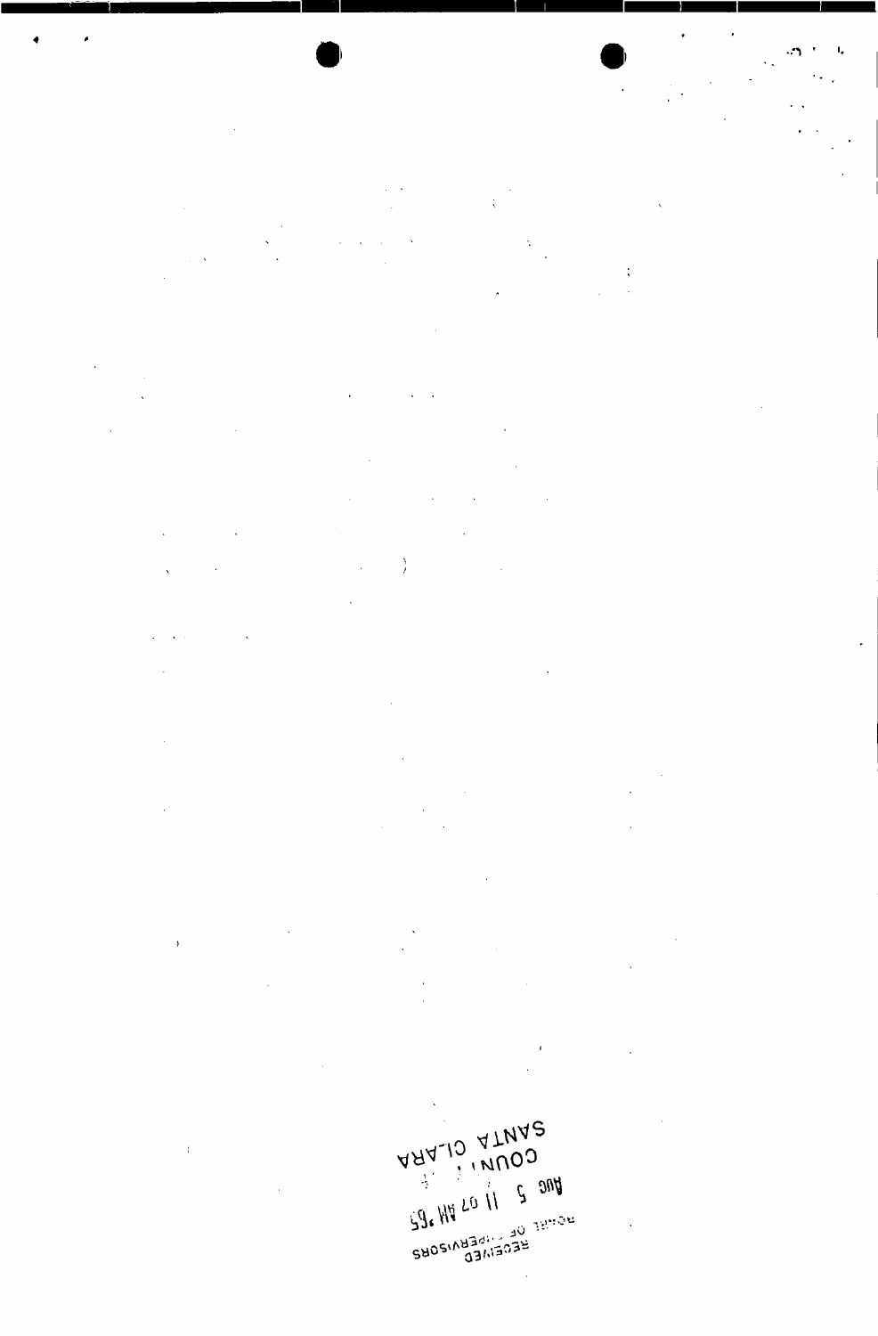RECEIVED
BOARD OF SUPERVISORS

AUG 5 11 07 AM '65

COUNTY
SANTA CLARA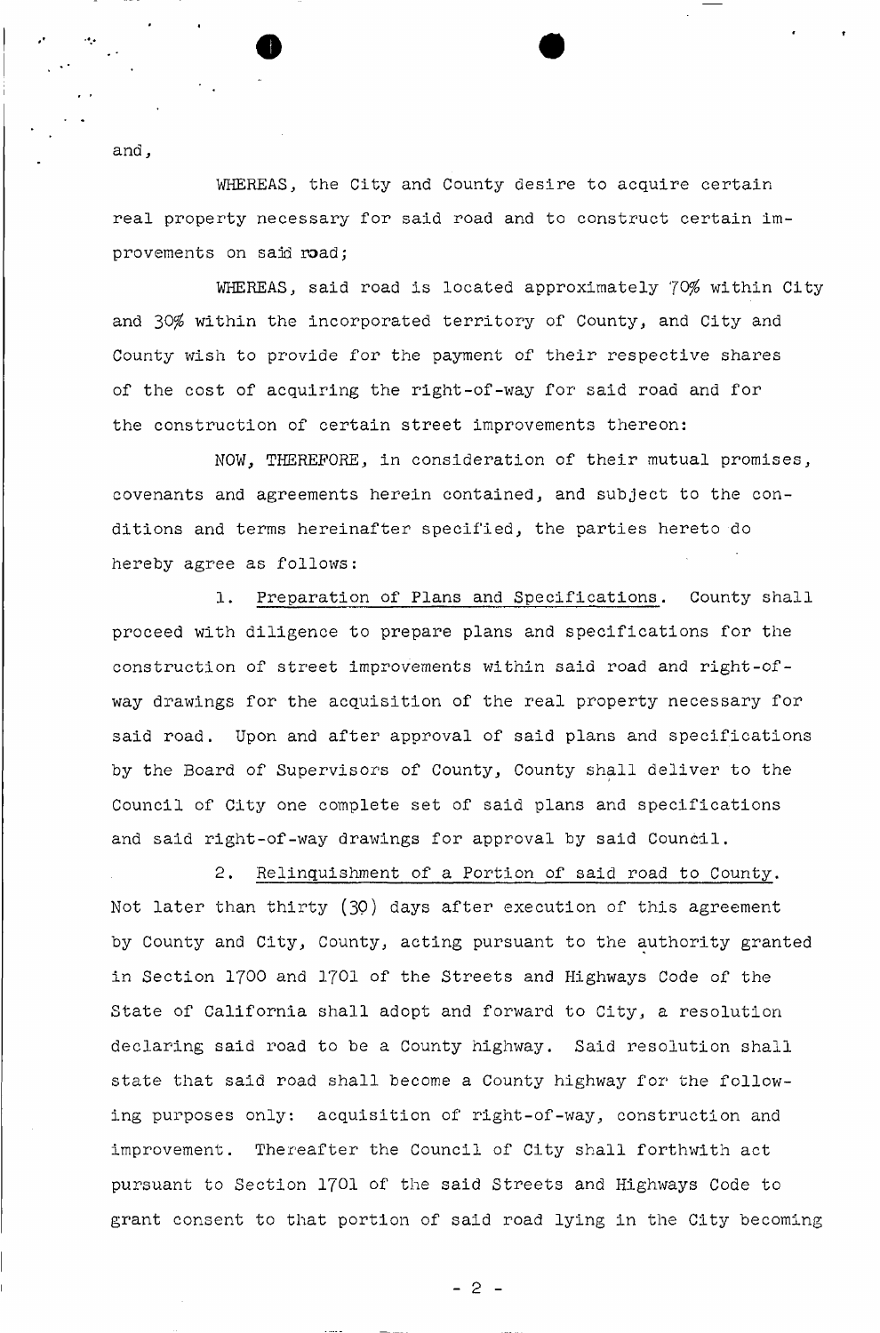and,

WHEREAS, the City and County desire to acquire certain real property necessary for said road and to construct certain improvements on said road;

WHEREAS, said road is located approximately 70% within City and 30% within the incorporated territory of County, and City and County wish to provide for the payment of their respective shares of the cost of acquiring the right-of-way for said road and for the construction of certain street improvements thereon:

NOW, THEREFORE, in consideration of their mutual promises, covenants and agreements herein contained, and subject to the conditions and terms hereinafter specified, the parties hereto do hereby agree as follows:

1. Preparation of Plans and Specifications. County shall proceed with diligence to prepare plans and specifications for the construction of street improvements within said road and right-of-way drawings for the acquisition of the real property necessary for said road. Upon and after approval of said plans and specifications by the Board of Supervisors of County, County shall deliver to the Council of City one complete set of said plans and specifications and said right-of-way drawings for approval by said Council.

2. Relinquishment of a Portion of said road to County. Not later than thirty (30) days after execution of this agreement by County and City, County, acting pursuant to the authority granted in Section 1700 and 1701 of the Streets and Highways Code of the State of California shall adopt and forward to City, a resolution declaring said road to be a County highway. Said resolution shall state that said road shall become a County highway for the following purposes only: acquisition of right-of-way, construction and improvement. Thereafter the Council of City shall forthwith act pursuant to Section 1701 of the said Streets and Highways Code to grant consent to that portion of said road lying in the City becoming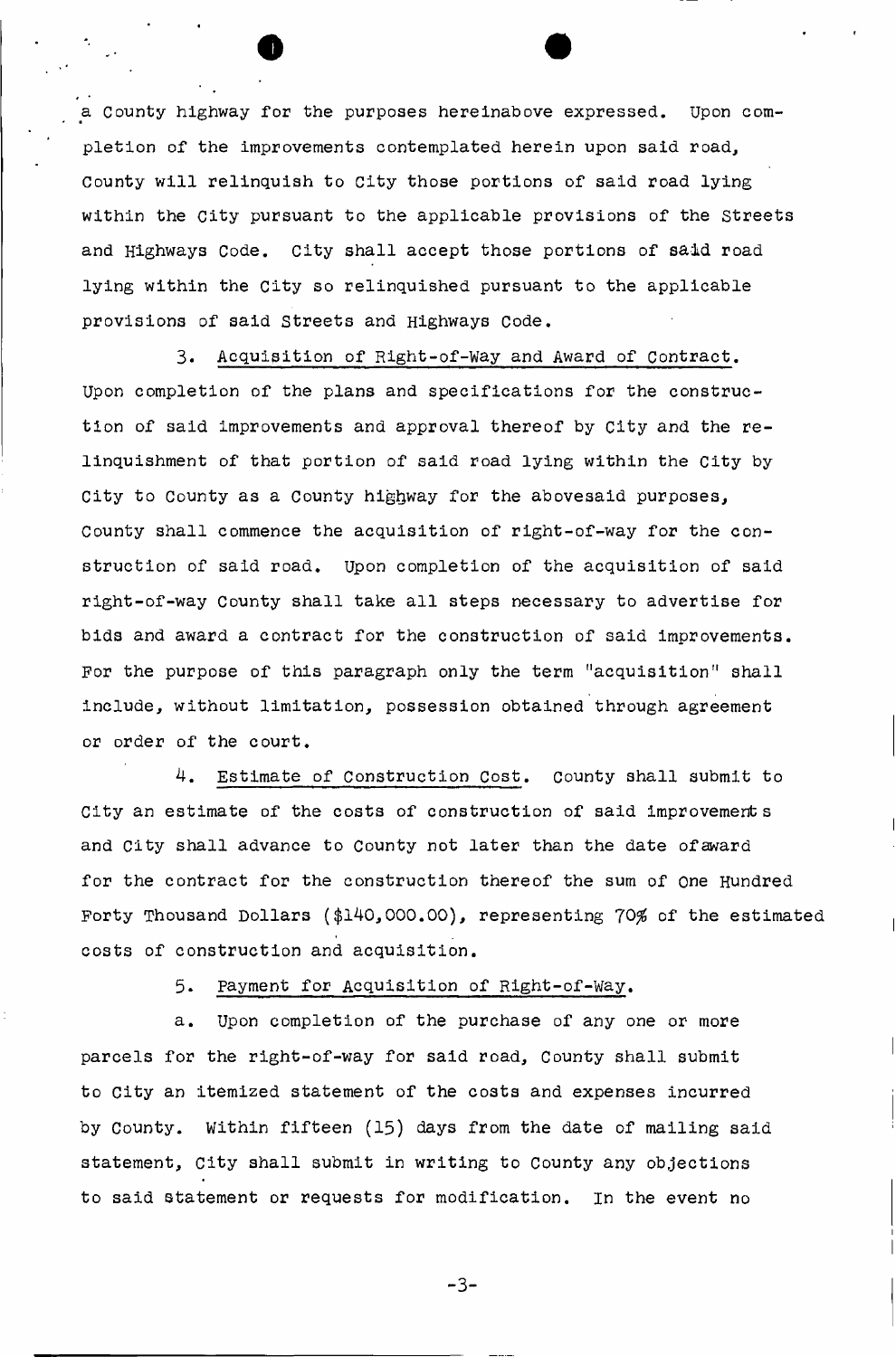a County highway for the purposes hereinabove expressed. Upon completion of the improvements contemplated herein upon said road, County will relinquish to City those portions of said road lying within the City pursuant to the applicable provisions of the Streets and Highways Code. City shall accept those portions of said road lying within the City so relinquished pursuant to the applicable provisions of said Streets and Highways Code.

3. Acquisition of Right-of-Way and Award of Contract. Upon completion of the plans and specifications for the construction of said improvements and approval thereof by City and the relinquishment of that portion of said road lying within the City by City to County as a County highway for the abovesaid purposes, County shall commence the acquisition of right-of-way for the construction of said road. Upon completion of the acquisition of said right-of-way County shall take all steps necessary to advertise for bids and award a contract for the construction of said improvements. For the purpose of this paragraph only the term "acquisition" shall include, without limitation, possession obtained through agreement or order of the court.

4. Estimate of Construction Cost. County shall submit to City an estimate of the costs of construction of said improvements and City shall advance to County not later than the date of award for the contract for the construction thereof the sum of One Hundred Forty Thousand Dollars ($140,000.00), representing 70% of the estimated costs of construction and acquisition.

5. Payment for Acquisition of Right-of-Way.

a. Upon completion of the purchase of any one or more parcels for the right-of-way for said road, County shall submit to City an itemized statement of the costs and expenses incurred by County. Within fifteen (15) days from the date of mailing said statement, City shall submit in writing to County any objections to said statement or requests for modification. In the event no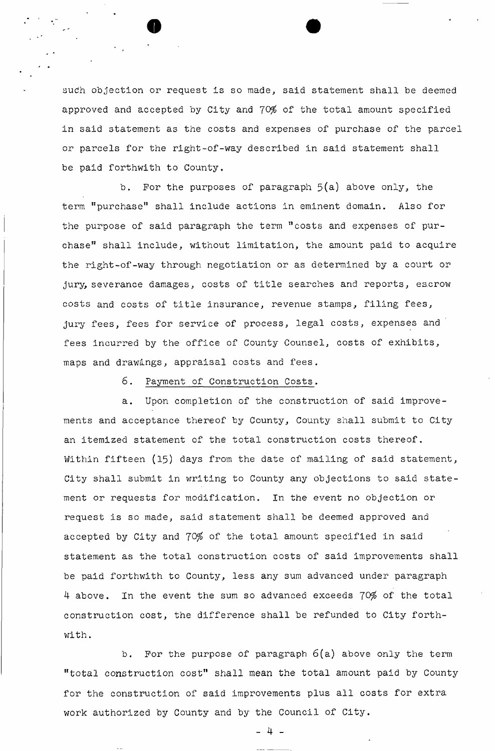such objection or request is so made, said statement shall be deemed approved and accepted by City and 70% of the total amount specified in said statement as the costs and expenses of purchase of the parcel or parcels for the right-of-way described in said statement shall be paid forthwith to County.

b. For the purposes of paragraph 5(a) above only, the term "purchase" shall include actions in eminent domain. Also for the purpose of said paragraph the term "costs and expenses of purchase" shall include, without limitation, the amount paid to acquire the right-of-way through negotiation or as determined by a court or jury, severance damages, costs of title searches and reports, escrow costs and costs of title insurance, revenue stamps, filing fees, jury fees, fees for service of process, legal costs, expenses and fees incurred by the office of County Counsel, costs of exhibits, maps and drawings, appraisal costs and fees.

6. Payment of Construction Costs.

a. Upon completion of the construction of said improvements and acceptance thereof by County, County shall submit to City an itemized statement of the total construction costs thereof. Within fifteen (15) days from the date of mailing of said statement, City shall submit in writing to County any objections to said statement or requests for modification. In the event no objection or request is so made, said statement shall be deemed approved and accepted by City and 70% of the total amount specified in said statement as the total construction costs of said improvements shall be paid forthwith to County, less any sum advanced under paragraph 4 above. In the event the sum so advanced exceeds 70% of the total construction cost, the difference shall be refunded to City forthwith.

b. For the purpose of paragraph 6(a) above only the term "total construction cost" shall mean the total amount paid by County for the construction of said improvements plus all costs for extra work authorized by County and by the Council of City.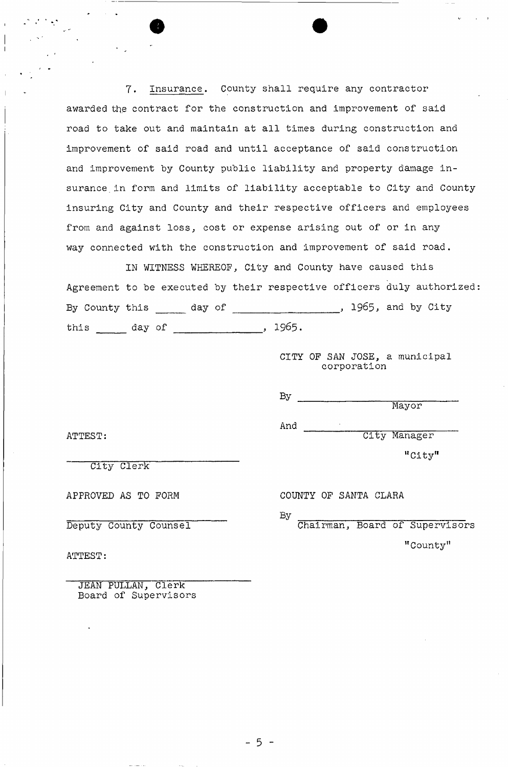7. Insurance. County shall require any contractor awarded the contract for the construction and improvement of said road to take out and maintain at all times during construction and improvement of said road and until acceptance of said construction and improvement by County public liability and property damage insurance in form and limits of liability acceptable to City and County insuring City and County and their respective officers and employees from and against loss, cost or expense arising out of or in any way connected with the construction and improvement of said road.

IN WITNESS WHEREOF, City and County have caused this Agreement to be executed by their respective officers duly authorized: By County this _____ day of _________________, 1965, and by City this _____ day of ______________, 1965.

CITY OF SAN JOSE, a municipal corporation

By ____________________________
Mayor

And ____________________________
City Manager

"City"

ATTEST:

____________________________
City Clerk

APPROVED AS TO FORM

____________________________
Deputy County Counsel

COUNTY OF SANTA CLARA

By ____________________________
Chairman, Board of Supervisors

"County"

ATTEST:

____________________________
JEAN PULLAN, Clerk
Board of Supervisors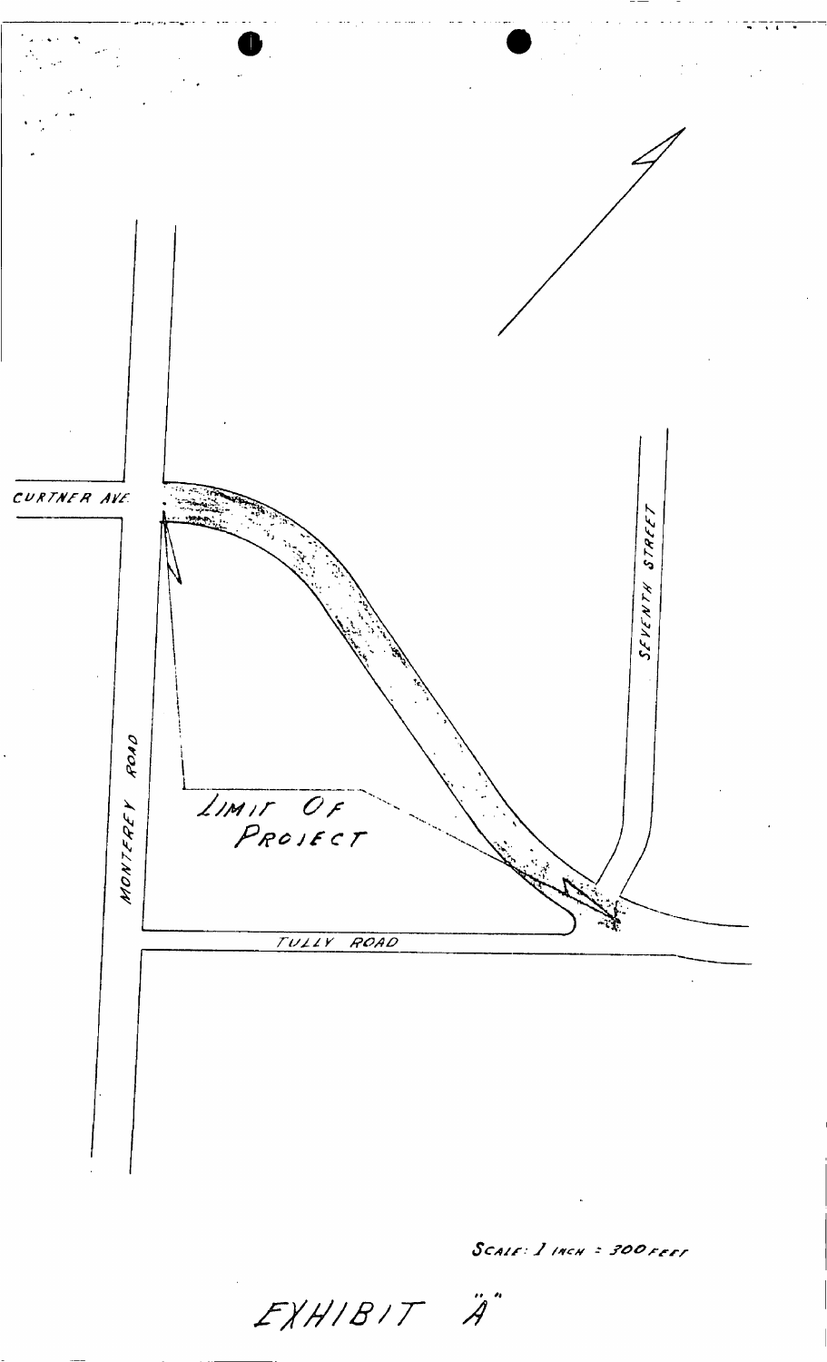CURTNER AVE

SEVENTH STREET

MONTEREY ROAD

LIMIT OF PROJECT

TULLY ROAD

SCALE: 1 INCH = 300 FEET

EXHIBIT "A"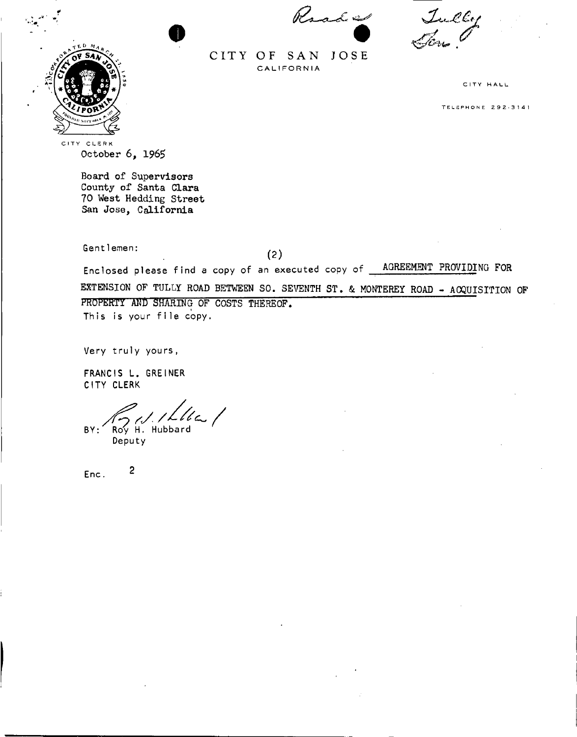Roads

Tully
Gen.

# CITY OF SAN JOSE
CALIFORNIA

CITY HALL

TELEPHONE 292-3141

CITY CLERK

October 6, 1965

Board of Supervisors
County of Santa Clara
70 West Hedding Street
San Jose, California

Gentlemen:

(2)

Enclosed please find a copy of an executed copy of AGREEMENT PROVIDING FOR EXTENSION OF TULLY ROAD BETWEEN SO. SEVENTH ST. & MONTEREY ROAD - ACQUISITION OF PROPERTY AND SHARING OF COSTS THEREOF.

This is your file copy.

Very truly yours,

FRANCIS L. GREINER
CITY CLERK

BY: Roy H. Hubbard
Deputy

Enc. 2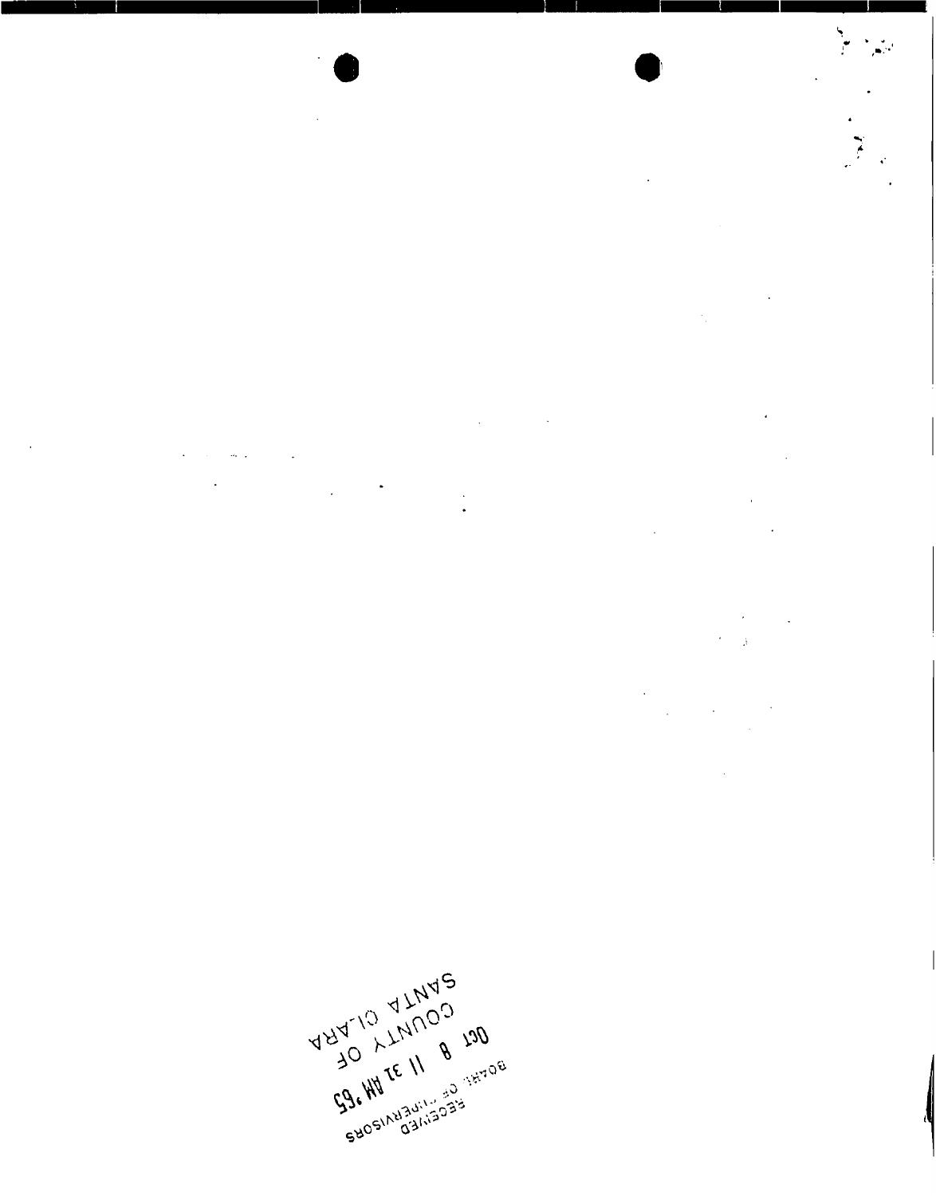RECEIVED
BOARD OF SUPERVISORS
OCT 8 11 31 AM '65
COUNTY OF
SANTA CLARA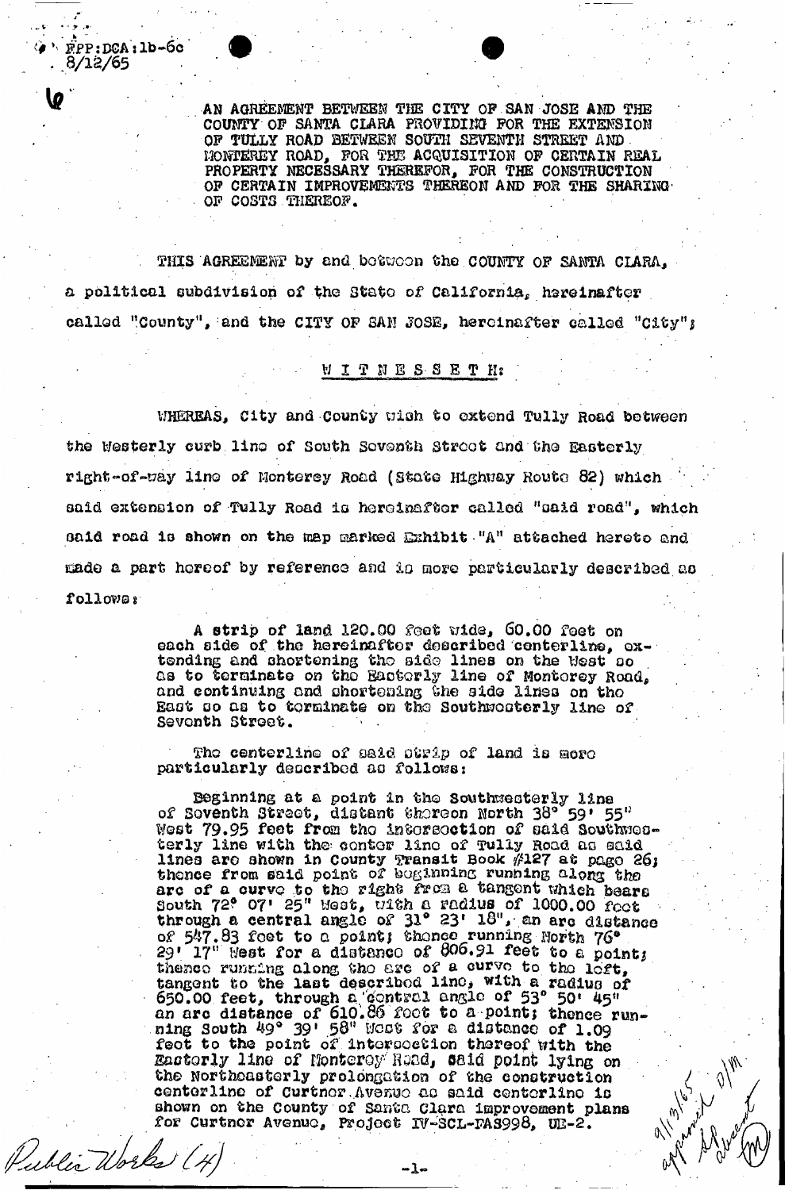FPP:DCA:lb-6c
8/12/65

AN AGREEMENT BETWEEN THE CITY OF SAN JOSE AND THE COUNTY OF SANTA CLARA PROVIDING FOR THE EXTENSION OF TULLY ROAD BETWEEN SOUTH SEVENTH STREET AND MONTEREY ROAD, FOR THE ACQUISITION OF CERTAIN REAL PROPERTY NECESSARY THEREFOR, FOR THE CONSTRUCTION OF CERTAIN IMPROVEMENTS THEREON AND FOR THE SHARING OF COSTS THEREOF.

THIS AGREEMENT by and between the COUNTY OF SANTA CLARA, a political subdivision of the State of California, hereinafter called "County", and the CITY OF SAN JOSE, hereinafter called "City";

W I T N E S S E T H:

WHEREAS, City and County wish to extend Tully Road between the Westerly curb line of South Seventh Street and the Easterly right-of-way line of Monterey Road (State Highway Route 82) which said extension of Tully Road is hereinafter called "said road", which said road is shown on the map marked Exhibit "A" attached hereto and made a part hereof by reference and is more particularly described as follows:

> A strip of land 120.00 feet wide, 60.00 feet on each side of the hereinafter described centerline, extending and shortening the side lines on the West so as to terminate on the Easterly line of Monterey Road, and continuing and shortening the side lines on the East so as to terminate on the Southwesterly line of Seventh Street.
>
> The centerline of said strip of land is more particularly described as follows:
>
> Beginning at a point in the Southwesterly line of Seventh Street, distant thereon North 38° 59' 55" West 79.95 feet from the intersection of said Southwesterly line with the center line of Tully Road as said lines are shown in County Transit Book #127 at page 26; thence from said point of beginning running along the arc of a curve to the right from a tangent which bears South 72° 07' 25" West, with a radius of 1000.00 feet through a central angle of 31° 23' 18", an arc distance of 547.83 feet to a point; thence running North 76° 29' 17" West for a distance of 806.91 feet to a point; thence running along the arc of a curve to the left, tangent to the last described line, with a radius of 650.00 feet, through a central angle of 53° 50' 45" an arc distance of 610.86 feet to a point; thence running South 49° 39' 58" West for a distance of 1.09 feet to the point of intersection thereof with the Easterly line of Monterey Road, said point lying on the Northeasterly prolongation of the construction centerline of Curtner Avenue as said centerline is shown on the County of Santa Clara improvement plans for Curtner Avenue, Project IV-SCL-FAS998, UB-2.

Public Works (4)

9/13/65 approved DJM as to form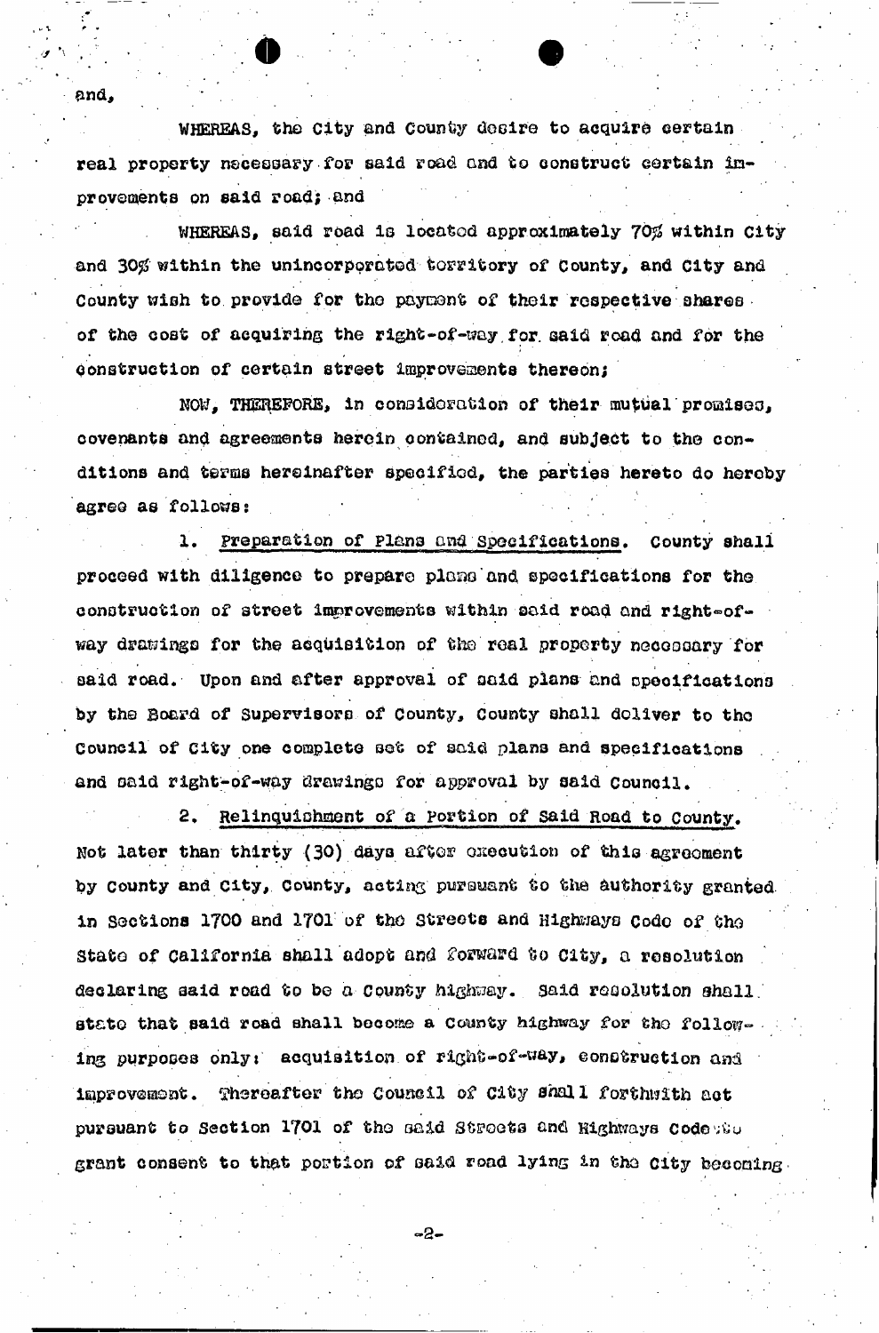and,

WHEREAS, the City and County desire to acquire certain real property necessary for said road and to construct certain improvements on said road; and

WHEREAS, said road is located approximately 70% within City and 30% within the unincorporated territory of County, and City and County wish to provide for the payment of their respective shares of the cost of acquiring the right-of-way for said road and for the construction of certain street improvements thereon;

NOW, THEREFORE, in consideration of their mutual promises, covenants and agreements herein contained, and subject to the conditions and terms hereinafter specified, the parties hereto do hereby agree as follows:

1. Preparation of Plans and Specifications. County shall proceed with diligence to prepare plans and specifications for the construction of street improvements within said road and right-of-way drawings for the acquisition of the real property necessary for said road. Upon and after approval of said plans and specifications by the Board of Supervisors of County, County shall deliver to the Council of City one complete set of said plans and specifications and said right-of-way drawings for approval by said Council.

2. Relinquishment of a Portion of Said Road to County. Not later than thirty (30) days after execution of this agreement by County and City, County, acting pursuant to the authority granted in Sections 1700 and 1701 of the Streets and Highways Code of the State of California shall adopt and forward to City, a resolution declaring said road to be a County highway. Said resolution shall state that said road shall become a County highway for the following purposes only: acquisition of right-of-way, construction and improvement. Thereafter the Council of City shall forthwith act pursuant to Section 1701 of the said Streets and Highways Code to grant consent to that portion of said road lying in the City becoming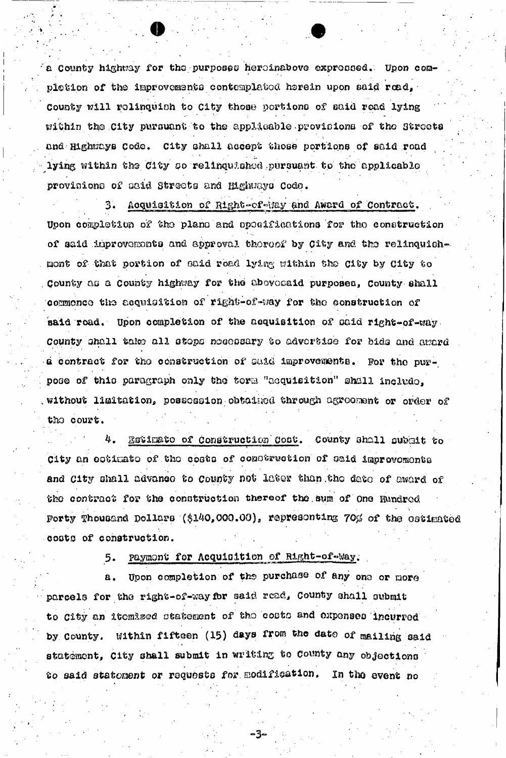a County highway for the purposes hereinabove expressed. Upon completion of the improvements contemplated herein upon said road, County will relinquish to City those portions of said road lying within the City pursuant to the applicable provisions of the Streets and Highways Code. City shall accept those portions of said road lying within the City so relinquished pursuant to the applicable provisions of said Streets and Highways Code.

3. Acquisition of Right-of-Way and Award of Contract. Upon completion of the plans and specifications for the construction of said improvements and approval thereof by City and the relinquishment of that portion of said road lying within the City by City to County as a County highway for the abovesaid purposes, County shall commence the acquisition of right-of-way for the construction of said road. Upon completion of the acquisition of said right-of-way County shall take all steps necessary to advertise for bids and award a contract for the construction of said improvements. For the purpose of this paragraph only the term "acquisition" shall include, without limitation, possession obtained through agreement or order of the court.

4. Estimate of Construction Cost. County shall submit to City an estimate of the costs of construction of said improvements and City shall advance to County not later than the date of award of the contract for the construction thereof the sum of One Hundred Forty Thousand Dollars ($140,000.00), representing 70% of the estimated costs of construction.

5. Payment for Acquisition of Right-of-Way.

a. Upon completion of the purchase of any one or more parcels for the right-of-way for said road, County shall submit to City an itemized statement of the costs and expenses incurred by County. Within fifteen (15) days from the date of mailing said statement, City shall submit in writing to County any objections to said statement or requests for modification. In the event no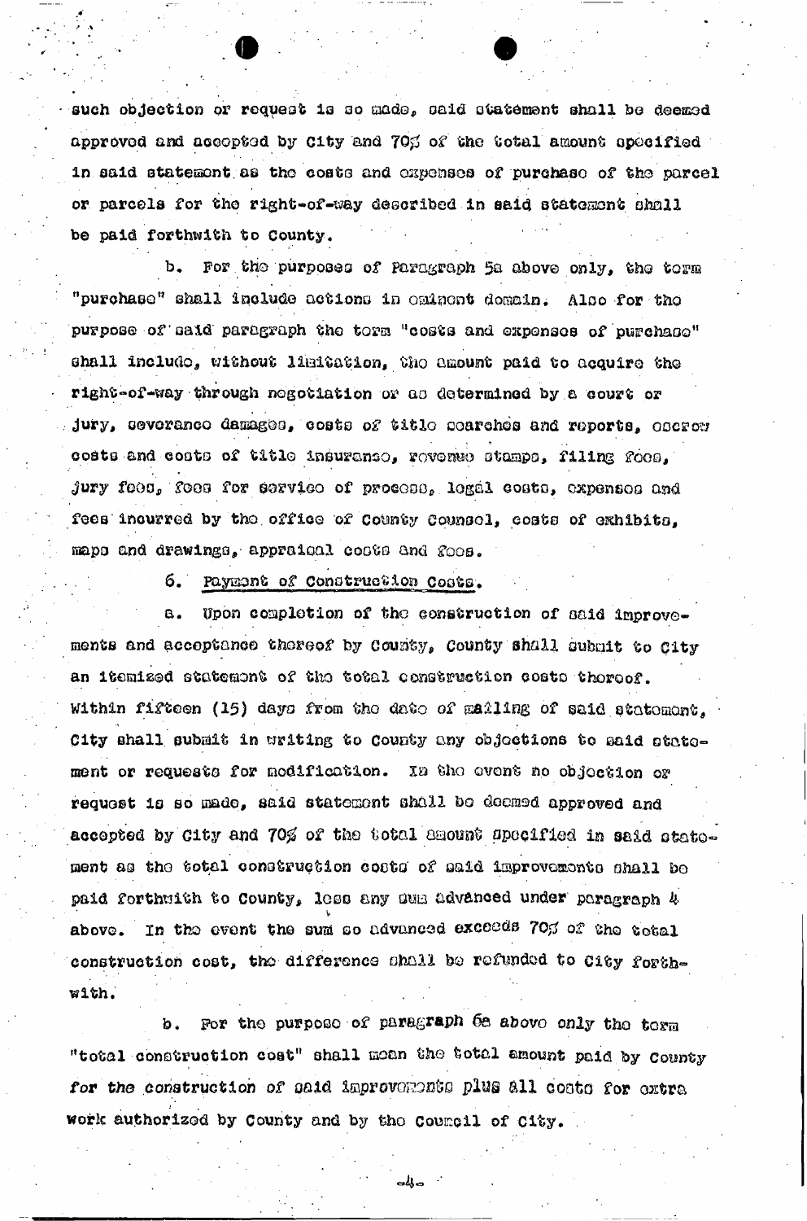such objection or request is so made, said statement shall be deemed approved and accepted by City and 70% of the total amount specified in said statement as the costs and expenses of purchase of the parcel or parcels for the right-of-way described in said statement shall be paid forthwith to County.

b. For the purposes of Paragraph 5a above only, the term "purchase" shall include actions in eminent domain. Also for the purpose of said paragraph the term "costs and expenses of purchase" shall include, without limitation, the amount paid to acquire the right-of-way through negotiation or as determined by a court or jury, severance damages, costs of title searches and reports, escrow costs and costs of title insurance, revenue stamps, filing fees, jury fees, fees for service of process, legal costs, expenses and fees incurred by the office of County Counsel, costs of exhibits, maps and drawings, appraisal costs and fees.

6. Payment of Construction Costs.

a. Upon completion of the construction of said improvements and acceptance thereof by County, County shall submit to City an itemized statement of the total construction costs thereof. Within fifteen (15) days from the date of mailing of said statement, City shall submit in writing to County any objections to said statement or requests for modification. In the event no objection or request is so made, said statement shall be deemed approved and accepted by City and 70% of the total amount specified in said statement as the total construction costs of said improvements shall be paid forthwith to County, less any sum advanced under paragraph 4 above. In the event the sum so advanced exceeds 70% of the total construction cost, the difference shall be refunded to City forthwith.

b. For the purpose of paragraph 6a above only the term "total construction cost" shall mean the total amount paid by County for the construction of said improvements plus all costs for extra work authorized by County and by the Council of City.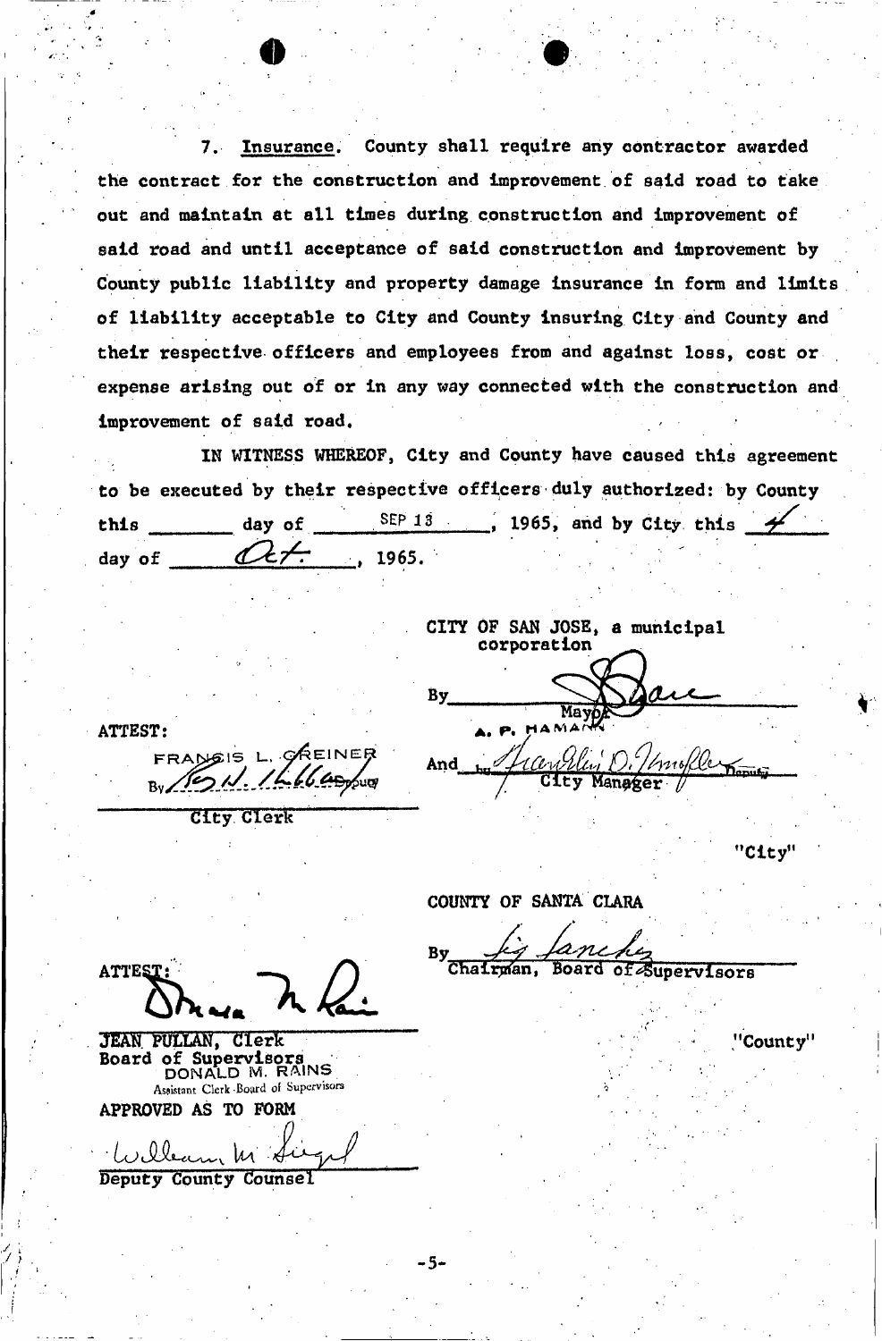7. Insurance. County shall require any contractor awarded the contract for the construction and improvement of said road to take out and maintain at all times during construction and improvement of said road and until acceptance of said construction and improvement by County public liability and property damage insurance in form and limits of liability acceptable to City and County insuring City and County and their respective officers and employees from and against loss, cost or expense arising out of or in any way connected with the construction and improvement of said road.

IN WITNESS WHEREOF, City and County have caused this agreement to be executed by their respective officers duly authorized: by County this ______ day of SEP 13, 1965, and by City this 4 day of Oct., 1965.

CITY OF SAN JOSE, a municipal corporation

By ______________________
Mayor
A. P. HAMANN

ATTEST:
FRANCIS L. GREINER
By ______________ Deputy
City Clerk

And ______________ Deputy
City Manager

"City"

COUNTY OF SANTA CLARA

By ______________________
Chairman, Board of Supervisors

ATTEST:

JEAN PULLAN, Clerk
Board of Supervisors
DONALD M. RAINS
Assistant Clerk Board of Supervisors

"County"

APPROVED AS TO FORM

William M. Siegel
Deputy County Counsel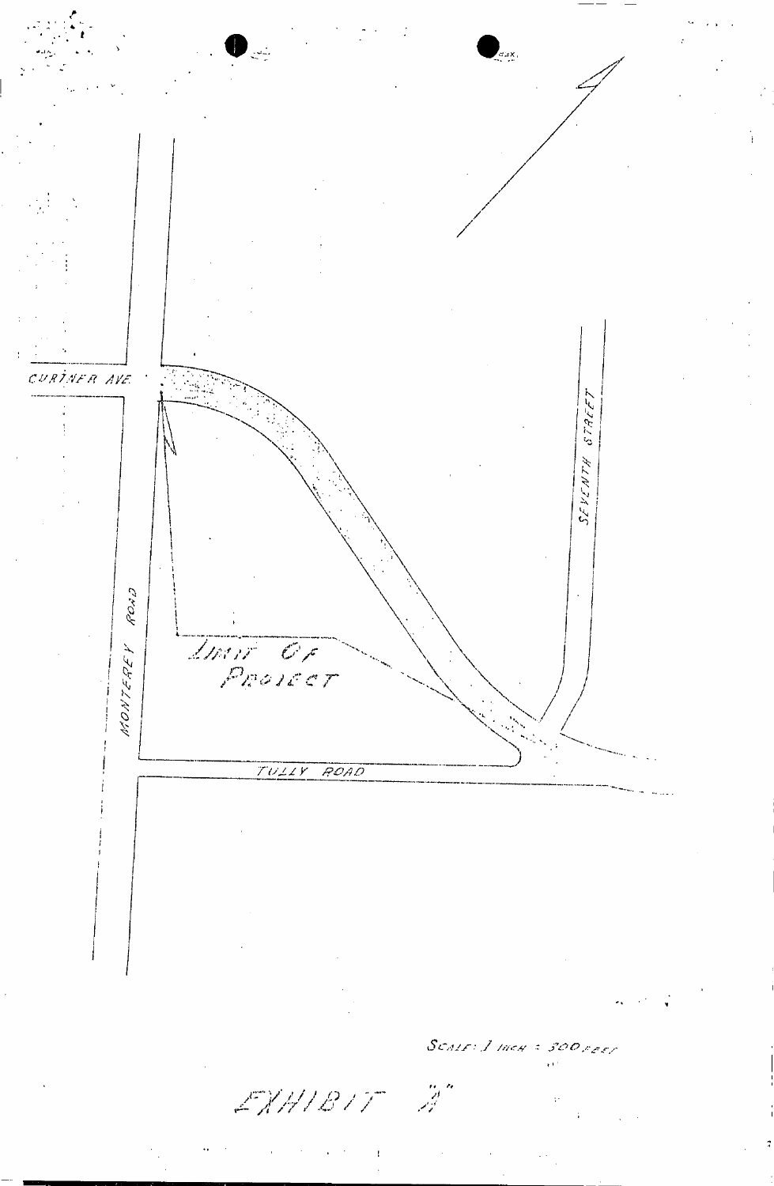CURTNER AVE.

SEVENTH STREET

MONTEREY ROAD

LIMIT OF PROJECT

TULLY ROAD

SCALE: 1 INCH = 300 FEET

EXHIBIT "A"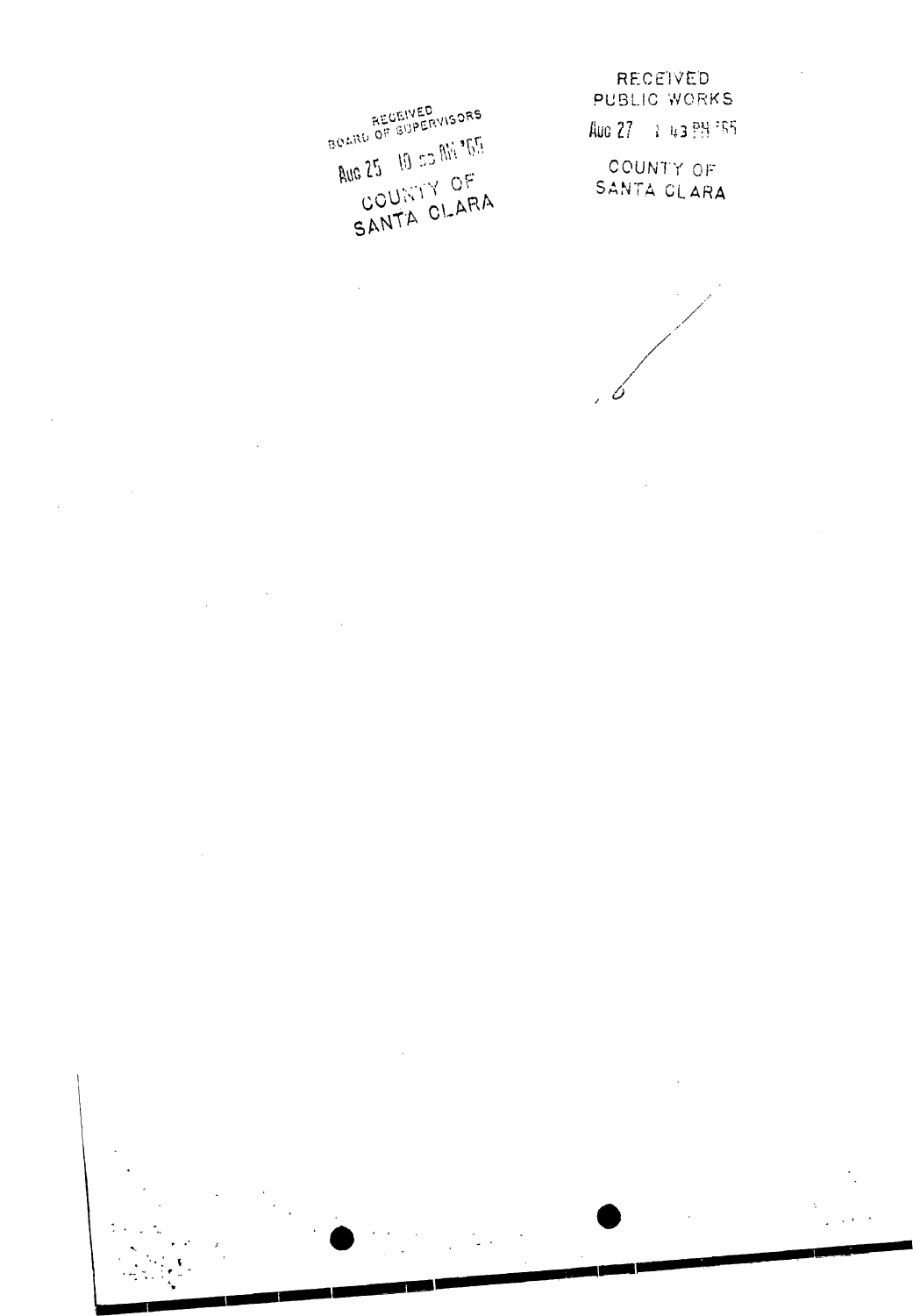RECEIVED
BOARD OF SUPERVISORS
Aug 25 10 55 AM '65
COUNTY OF
SANTA CLARA

RECEIVED
PUBLIC WORKS
Aug 27 1 43 PM '65
COUNTY OF
SANTA CLARA